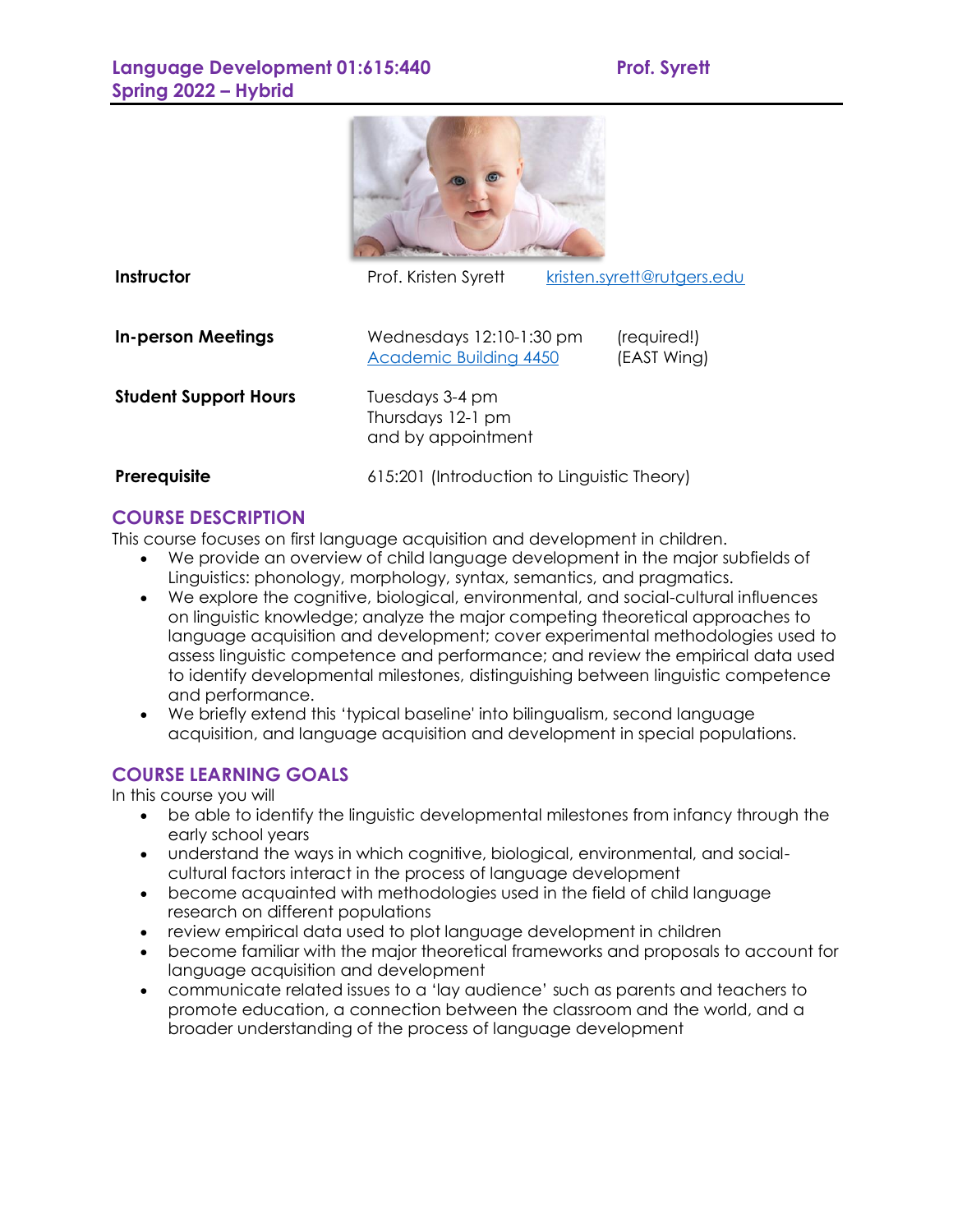**Language Development 01:615:440** **Prof. Syrett**
**Spring 2022 – Hybrid**

| | | |
|---|---|---|
| **Instructor** | Prof. Kristen Syrett | kristen.syrett@rutgers.edu |
| **In-person Meetings** | Wednesdays 12:10-1:30 pm<br>Academic Building 4450 | (required!)<br>(EAST Wing) |
| **Student Support Hours** | Tuesdays 3-4 pm<br>Thursdays 12-1 pm<br>and by appointment | |
| **Prerequisite** | 615:201 (Introduction to Linguistic Theory) | |

## COURSE DESCRIPTION

This course focuses on first language acquisition and development in children.

- We provide an overview of child language development in the major subfields of Linguistics: phonology, morphology, syntax, semantics, and pragmatics.
- We explore the cognitive, biological, environmental, and social-cultural influences on linguistic knowledge; analyze the major competing theoretical approaches to language acquisition and development; cover experimental methodologies used to assess linguistic competence and performance; and review the empirical data used to identify developmental milestones, distinguishing between linguistic competence and performance.
- We briefly extend this 'typical baseline' into bilingualism, second language acquisition, and language acquisition and development in special populations.

## COURSE LEARNING GOALS

In this course you will

- be able to identify the linguistic developmental milestones from infancy through the early school years
- understand the ways in which cognitive, biological, environmental, and social-cultural factors interact in the process of language development
- become acquainted with methodologies used in the field of child language research on different populations
- review empirical data used to plot language development in children
- become familiar with the major theoretical frameworks and proposals to account for language acquisition and development
- communicate related issues to a 'lay audience' such as parents and teachers to promote education, a connection between the classroom and the world, and a broader understanding of the process of language development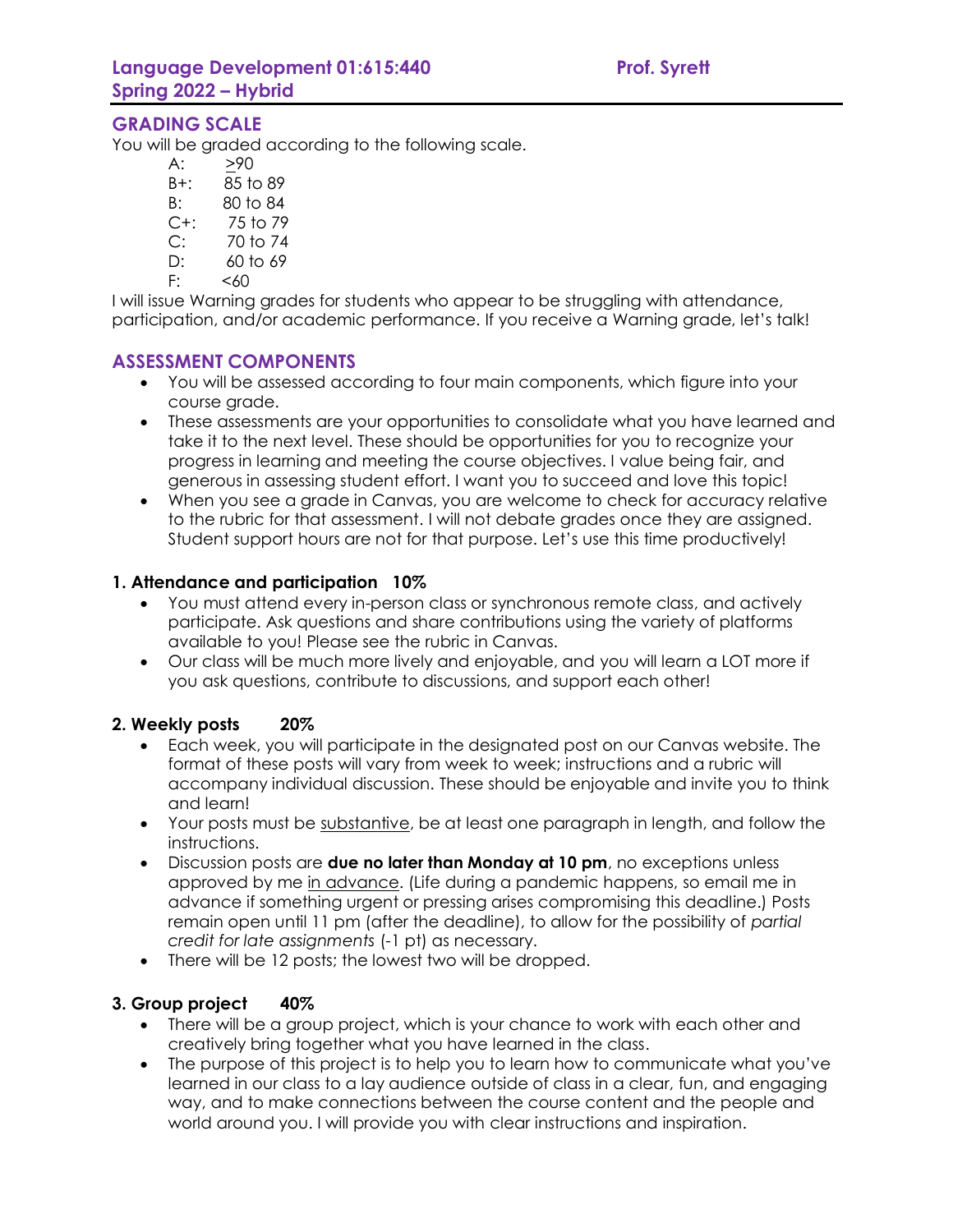## GRADING SCALE

You will be graded according to the following scale.

- A: ≥90
- B+: 85 to 89
- B: 80 to 84
- C+: 75 to 79
- C: 70 to 74
- D: 60 to 69
- F: <60

I will issue Warning grades for students who appear to be struggling with attendance, participation, and/or academic performance. If you receive a Warning grade, let's talk!

## ASSESSMENT COMPONENTS

- You will be assessed according to four main components, which figure into your course grade.
- These assessments are your opportunities to consolidate what you have learned and take it to the next level. These should be opportunities for you to recognize your progress in learning and meeting the course objectives. I value being fair, and generous in assessing student effort. I want you to succeed and love this topic!
- When you see a grade in Canvas, you are welcome to check for accuracy relative to the rubric for that assessment. I will not debate grades once they are assigned. Student support hours are not for that purpose. Let's use this time productively!

### 1. Attendance and participation 10%

- You must attend every in-person class or synchronous remote class, and actively participate. Ask questions and share contributions using the variety of platforms available to you! Please see the rubric in Canvas.
- Our class will be much more lively and enjoyable, and you will learn a LOT more if you ask questions, contribute to discussions, and support each other!

### 2. Weekly posts 20%

- Each week, you will participate in the designated post on our Canvas website. The format of these posts will vary from week to week; instructions and a rubric will accompany individual discussion. These should be enjoyable and invite you to think and learn!
- Your posts must be substantive, be at least one paragraph in length, and follow the instructions.
- Discussion posts are **due no later than Monday at 10 pm**, no exceptions unless approved by me in advance. (Life during a pandemic happens, so email me in advance if something urgent or pressing arises compromising this deadline.) Posts remain open until 11 pm (after the deadline), to allow for the possibility of *partial credit for late assignments* (-1 pt) as necessary.
- There will be 12 posts; the lowest two will be dropped.

### 3. Group project 40%

- There will be a group project, which is your chance to work with each other and creatively bring together what you have learned in the class.
- The purpose of this project is to help you to learn how to communicate what you've learned in our class to a lay audience outside of class in a clear, fun, and engaging way, and to make connections between the course content and the people and world around you. I will provide you with clear instructions and inspiration.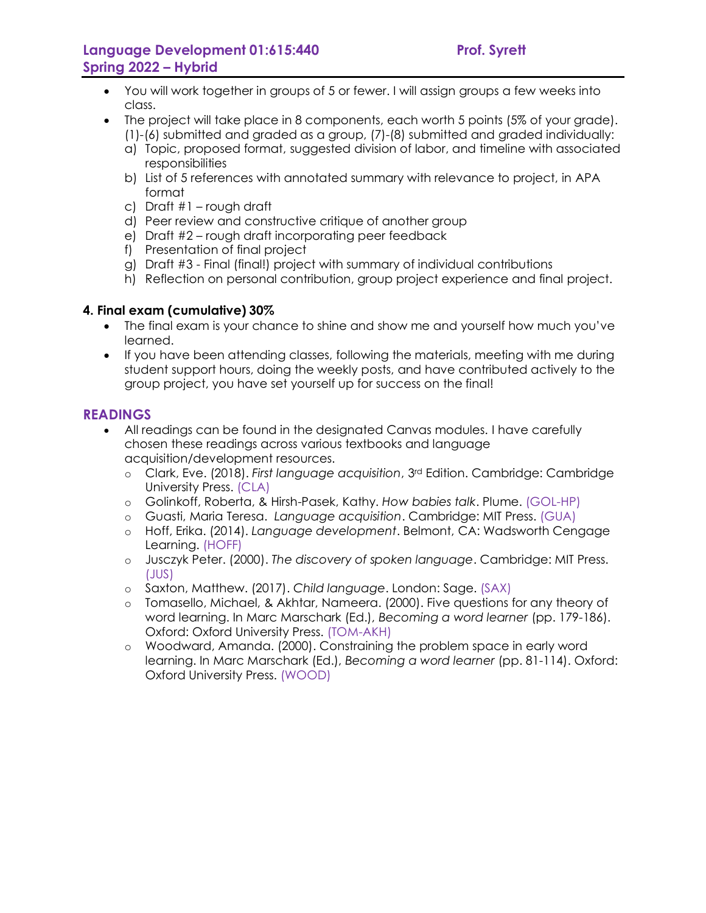- You will work together in groups of 5 or fewer. I will assign groups a few weeks into class.
- The project will take place in 8 components, each worth 5 points (5% of your grade). (1)-(6) submitted and graded as a group, (7)-(8) submitted and graded individually:
  a) Topic, proposed format, suggested division of labor, and timeline with associated responsibilities
  b) List of 5 references with annotated summary with relevance to project, in APA format
  c) Draft #1 – rough draft
  d) Peer review and constructive critique of another group
  e) Draft #2 – rough draft incorporating peer feedback
  f) Presentation of final project
  g) Draft #3 - Final (final!) project with summary of individual contributions
  h) Reflection on personal contribution, group project experience and final project.

### 4. Final exam (cumulative) 30%

- The final exam is your chance to shine and show me and yourself how much you've learned.
- If you have been attending classes, following the materials, meeting with me during student support hours, doing the weekly posts, and have contributed actively to the group project, you have set yourself up for success on the final!

## READINGS

- All readings can be found in the designated Canvas modules. I have carefully chosen these readings across various textbooks and language acquisition/development resources.
  - Clark, Eve. (2018). *First language acquisition*, 3rd Edition. Cambridge: Cambridge University Press. (CLA)
  - Golinkoff, Roberta, & Hirsh-Pasek, Kathy. *How babies talk*. Plume. (GOL-HP)
  - Guasti, Maria Teresa. *Language acquisition*. Cambridge: MIT Press. (GUA)
  - Hoff, Erika. (2014). *Language development*. Belmont, CA: Wadsworth Cengage Learning. (HOFF)
  - Jusczyk Peter. (2000). *The discovery of spoken language*. Cambridge: MIT Press. (JUS)
  - Saxton, Matthew. (2017). *Child language*. London: Sage. (SAX)
  - Tomasello, Michael, & Akhtar, Nameera. (2000). Five questions for any theory of word learning. In Marc Marschark (Ed.), *Becoming a word learner* (pp. 179-186). Oxford: Oxford University Press. (TOM-AKH)
  - Woodward, Amanda. (2000). Constraining the problem space in early word learning. In Marc Marschark (Ed.), *Becoming a word learner* (pp. 81-114). Oxford: Oxford University Press. (WOOD)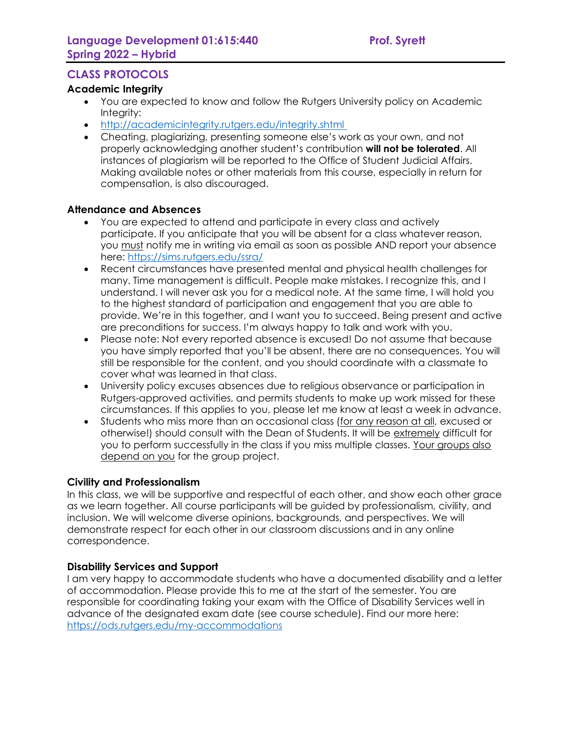## CLASS PROTOCOLS

### Academic Integrity

- You are expected to know and follow the Rutgers University policy on Academic Integrity:
- [http://academicintegrity.rutgers.edu/integrity.shtml](http://academicintegrity.rutgers.edu/integrity.shtml)
- Cheating, plagiarizing, presenting someone else's work as your own, and not properly acknowledging another student's contribution **will not be tolerated**. All instances of plagiarism will be reported to the Office of Student Judicial Affairs. Making available notes or other materials from this course, especially in return for compensation, is also discouraged.

### Attendance and Absences

- You are expected to attend and participate in every class and actively participate. If you anticipate that you will be absent for a class whatever reason, you must notify me in writing via email as soon as possible AND report your absence here: [https://sims.rutgers.edu/ssra/](https://sims.rutgers.edu/ssra/)
- Recent circumstances have presented mental and physical health challenges for many. Time management is difficult. People make mistakes. I recognize this, and I understand. I will never ask you for a medical note. At the same time, I will hold you to the highest standard of participation and engagement that you are able to provide. We're in this together, and I want you to succeed. Being present and active are preconditions for success. I'm always happy to talk and work with you.
- Please note: Not every reported absence is excused! Do not assume that because you have simply reported that you'll be absent, there are no consequences. You will still be responsible for the content, and you should coordinate with a classmate to cover what was learned in that class.
- University policy excuses absences due to religious observance or participation in Rutgers-approved activities, and permits students to make up work missed for these circumstances. If this applies to you, please let me know at least a week in advance.
- Students who miss more than an occasional class (for any reason at all, excused or otherwise!) should consult with the Dean of Students. It will be extremely difficult for you to perform successfully in the class if you miss multiple classes. Your groups also depend on you for the group project.

### Civility and Professionalism

In this class, we will be supportive and respectful of each other, and show each other grace as we learn together. All course participants will be guided by professionalism, civility, and inclusion. We will welcome diverse opinions, backgrounds, and perspectives. We will demonstrate respect for each other in our classroom discussions and in any online correspondence.

### Disability Services and Support

I am very happy to accommodate students who have a documented disability and a letter of accommodation. Please provide this to me at the start of the semester. You are responsible for coordinating taking your exam with the Office of Disability Services well in advance of the designated exam date (see course schedule). Find our more here: [https://ods.rutgers.edu/my-accommodations](https://ods.rutgers.edu/my-accommodations)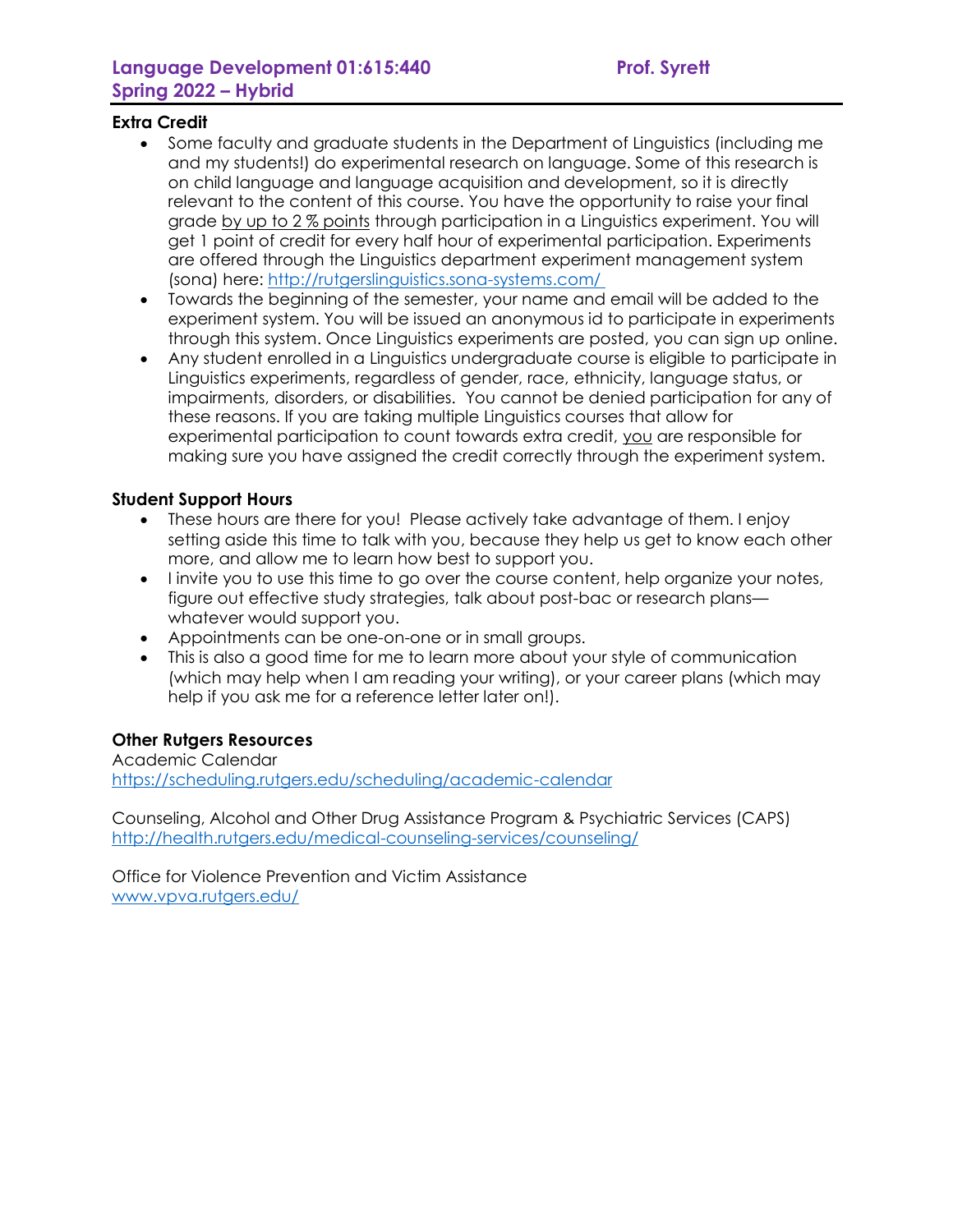### Extra Credit

- Some faculty and graduate students in the Department of Linguistics (including me and my students!) do experimental research on language. Some of this research is on child language and language acquisition and development, so it is directly relevant to the content of this course. You have the opportunity to raise your final grade <u>by up to 2 % points</u> through participation in a Linguistics experiment. You will get 1 point of credit for every half hour of experimental participation. Experiments are offered through the Linguistics department experiment management system (sona) here: http://rutgerslinguistics.sona-systems.com/
- Towards the beginning of the semester, your name and email will be added to the experiment system. You will be issued an anonymous id to participate in experiments through this system. Once Linguistics experiments are posted, you can sign up online.
- Any student enrolled in a Linguistics undergraduate course is eligible to participate in Linguistics experiments, regardless of gender, race, ethnicity, language status, or impairments, disorders, or disabilities. You cannot be denied participation for any of these reasons. If you are taking multiple Linguistics courses that allow for experimental participation to count towards extra credit, <u>you</u> are responsible for making sure you have assigned the credit correctly through the experiment system.

### Student Support Hours

- These hours are there for you! Please actively take advantage of them. I enjoy setting aside this time to talk with you, because they help us get to know each other more, and allow me to learn how best to support you.
- I invite you to use this time to go over the course content, help organize your notes, figure out effective study strategies, talk about post-bac or research plans—whatever would support you.
- Appointments can be one-on-one or in small groups.
- This is also a good time for me to learn more about your style of communication (which may help when I am reading your writing), or your career plans (which may help if you ask me for a reference letter later on!).

### Other Rutgers Resources

Academic Calendar
https://scheduling.rutgers.edu/scheduling/academic-calendar

Counseling, Alcohol and Other Drug Assistance Program & Psychiatric Services (CAPS)
http://health.rutgers.edu/medical-counseling-services/counseling/

Office for Violence Prevention and Victim Assistance
www.vpva.rutgers.edu/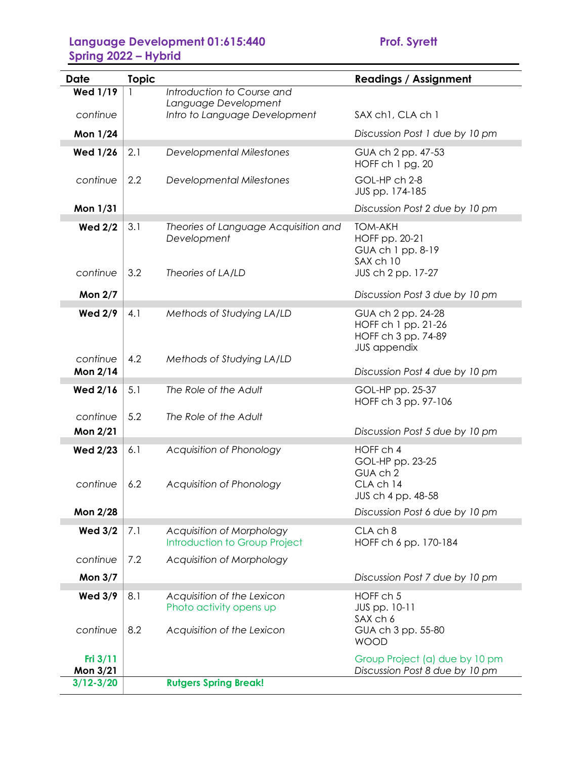**Language Development 01:615:440** **Prof. Syrett**
**Spring 2022 – Hybrid**

| Date | Topic | | Readings / Assignment |
|---|---|---|---|
| **Wed 1/19** | 1 | *Introduction to Course and Language Development* | |
| *continue* | | *Intro to Language Development* | SAX ch1, CLA ch 1 |
| **Mon 1/24** | | | *Discussion Post 1 due by 10 pm* |
| **Wed 1/26** | 2.1 | *Developmental Milestones* | GUA ch 2 pp. 47-53<br>HOFF ch 1 pg. 20 |
| *continue* | 2.2 | *Developmental Milestones* | GOL-HP ch 2-8<br>JUS pp. 174-185 |
| **Mon 1/31** | | | *Discussion Post 2 due by 10 pm* |
| **Wed 2/2** | 3.1 | *Theories of Language Acquisition and Development* | TOM-AKH<br>HOFF pp. 20-21<br>GUA ch 1 pp. 8-19<br>SAX ch 10 |
| *continue* | 3.2 | *Theories of LA/LD* | JUS ch 2 pp. 17-27 |
| **Mon 2/7** | | | *Discussion Post 3 due by 10 pm* |
| **Wed 2/9** | 4.1 | *Methods of Studying LA/LD* | GUA ch 2 pp. 24-28<br>HOFF ch 1 pp. 21-26<br>HOFF ch 3 pp. 74-89<br>JUS appendix |
| *continue* | 4.2 | *Methods of Studying LA/LD* | |
| **Mon 2/14** | | | *Discussion Post 4 due by 10 pm* |
| **Wed 2/16** | 5.1 | *The Role of the Adult* | GOL-HP pp. 25-37<br>HOFF ch 3 pp. 97-106 |
| *continue* | 5.2 | *The Role of the Adult* | |
| **Mon 2/21** | | | *Discussion Post 5 due by 10 pm* |
| **Wed 2/23** | 6.1 | *Acquisition of Phonology* | HOFF ch 4<br>GOL-HP pp. 23-25<br>GUA ch 2 |
| *continue* | 6.2 | *Acquisition of Phonology* | CLA ch 14<br>JUS ch 4 pp. 48-58 |
| **Mon 2/28** | | | *Discussion Post 6 due by 10 pm* |
| **Wed 3/2** | 7.1 | *Acquisition of Morphology*<br>*Introduction to Group Project* | CLA ch 8<br>HOFF ch 6 pp. 170-184 |
| *continue* | 7.2 | *Acquisition of Morphology* | |
| **Mon 3/7** | | | *Discussion Post 7 due by 10 pm* |
| **Wed 3/9** | 8.1 | *Acquisition of the Lexicon*<br>*Photo activity opens up* | HOFF ch 5<br>JUS pp. 10-11<br>SAX ch 6 |
| *continue* | 8.2 | *Acquisition of the Lexicon* | GUA ch 3 pp. 55-80<br>WOOD |
| **Fri 3/11** | | | *Group Project (a) due by 10 pm* |
| **Mon 3/21** | | | *Discussion Post 8 due by 10 pm* |
| **3/12-3/20** | | **Rutgers Spring Break!** | |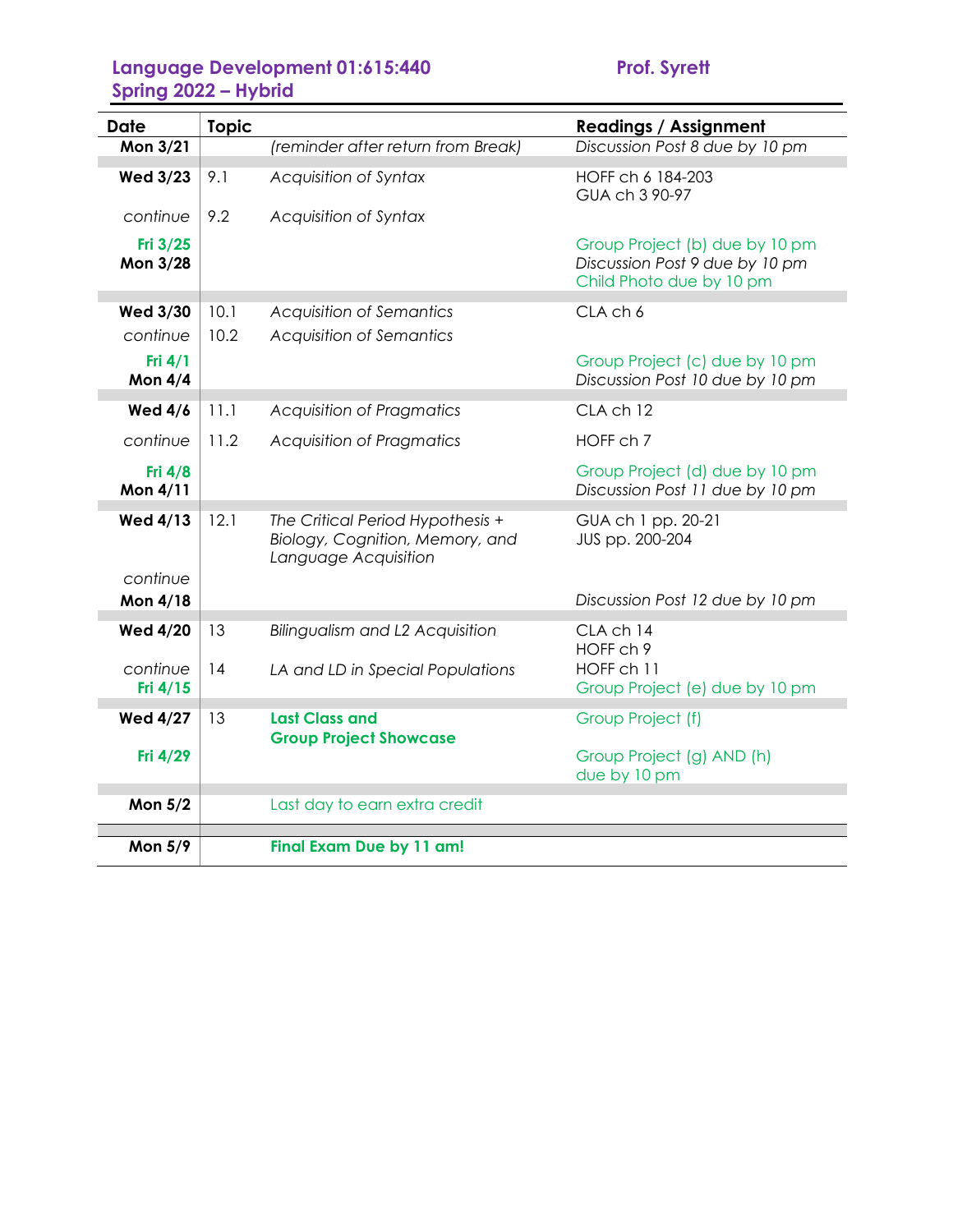**Language Development 01:615:440** **Prof. Syrett**
**Spring 2022 – Hybrid**

| Date | Topic | | Readings / Assignment |
|---|---|---|---|
| **Mon 3/21** | | *(reminder after return from Break)* | *Discussion Post 8 due by 10 pm* |
| **Wed 3/23** | 9.1 | *Acquisition of Syntax* | HOFF ch 6 184-203<br>GUA ch 3 90-97 |
| *continue* | 9.2 | *Acquisition of Syntax* | |
| **Fri 3/25**<br>**Mon 3/28** | | | Group Project (b) due by 10 pm<br>*Discussion Post 9 due by 10 pm*<br>Child Photo due by 10 pm |
| **Wed 3/30** | 10.1 | *Acquisition of Semantics* | CLA ch 6 |
| *continue* | 10.2 | *Acquisition of Semantics* | |
| **Fri 4/1**<br>**Mon 4/4** | | | Group Project (c) due by 10 pm<br>*Discussion Post 10 due by 10 pm* |
| **Wed 4/6** | 11.1 | *Acquisition of Pragmatics* | CLA ch 12 |
| *continue* | 11.2 | *Acquisition of Pragmatics* | HOFF ch 7 |
| **Fri 4/8**<br>**Mon 4/11** | | | Group Project (d) due by 10 pm<br>*Discussion Post 11 due by 10 pm* |
| **Wed 4/13** | 12.1 | *The Critical Period Hypothesis + Biology, Cognition, Memory, and Language Acquisition* | GUA ch 1 pp. 20-21<br>JUS pp. 200-204 |
| *continue*<br>**Mon 4/18** | | | *Discussion Post 12 due by 10 pm* |
| **Wed 4/20** | 13 | *Bilingualism and L2 Acquisition* | CLA ch 14<br>HOFF ch 9 |
| *continue*<br>**Fri 4/15** | 14 | *LA and LD in Special Populations* | HOFF ch 11<br>Group Project (e) due by 10 pm |
| **Wed 4/27** | 13 | **Last Class and Group Project Showcase** | Group Project (f) |
| **Fri 4/29** | | | Group Project (g) AND (h) due by 10 pm |
| **Mon 5/2** | | Last day to earn extra credit | |
| **Mon 5/9** | | **Final Exam Due by 11 am!** | |